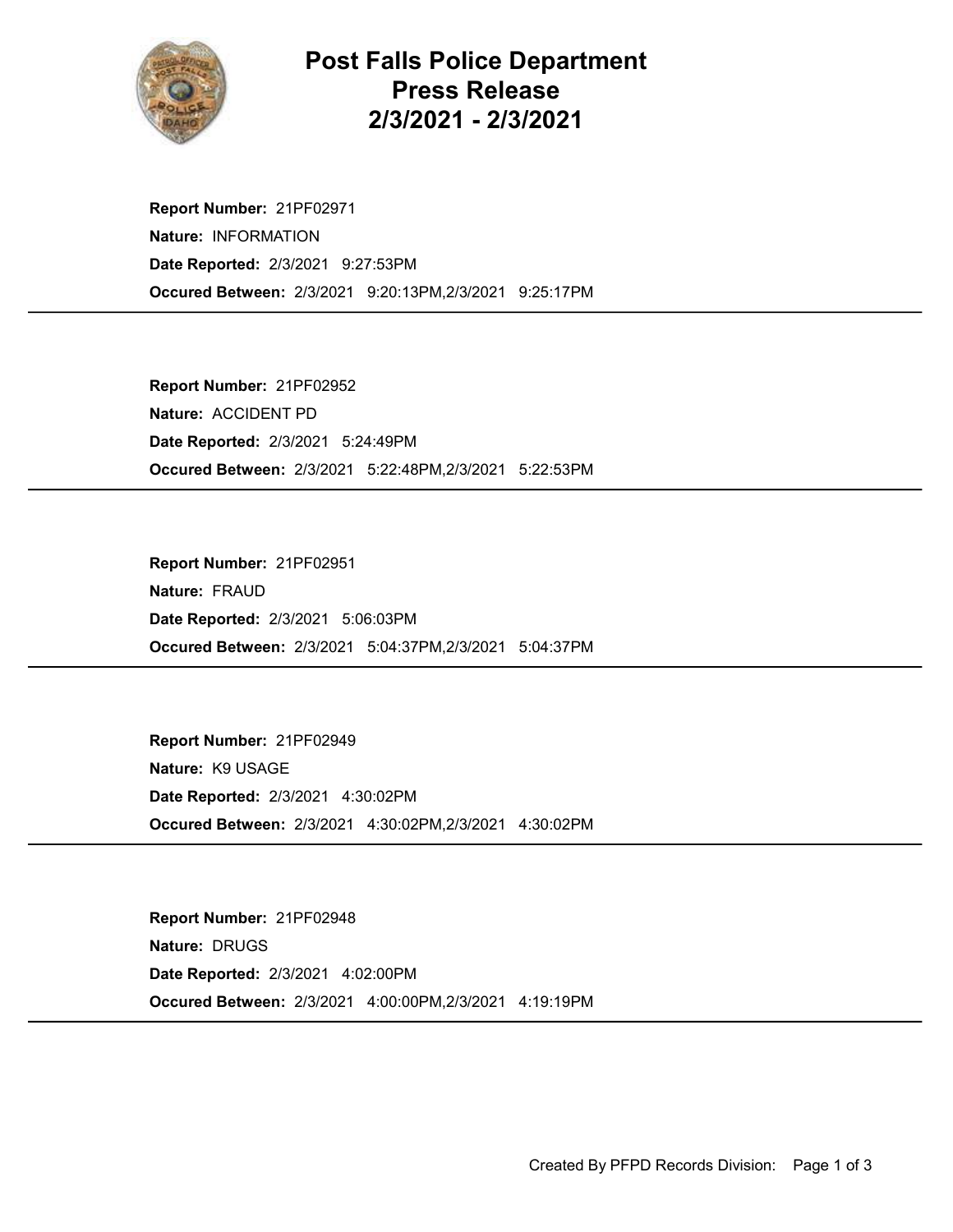# Post Falls Police Department Press Release 2/3/2021 - 2/3/2021

**Report Number:** 21PF02971
**Nature:** INFORMATION
**Date Reported:** 2/3/2021 9:27:53PM
**Occured Between:** 2/3/2021 9:20:13PM,2/3/2021 9:25:17PM

---

**Report Number:** 21PF02952
**Nature:** ACCIDENT PD
**Date Reported:** 2/3/2021 5:24:49PM
**Occured Between:** 2/3/2021 5:22:48PM,2/3/2021 5:22:53PM

---

**Report Number:** 21PF02951
**Nature:** FRAUD
**Date Reported:** 2/3/2021 5:06:03PM
**Occured Between:** 2/3/2021 5:04:37PM,2/3/2021 5:04:37PM

---

**Report Number:** 21PF02949
**Nature:** K9 USAGE
**Date Reported:** 2/3/2021 4:30:02PM
**Occured Between:** 2/3/2021 4:30:02PM,2/3/2021 4:30:02PM

---

**Report Number:** 21PF02948
**Nature:** DRUGS
**Date Reported:** 2/3/2021 4:02:00PM
**Occured Between:** 2/3/2021 4:00:00PM,2/3/2021 4:19:19PM

---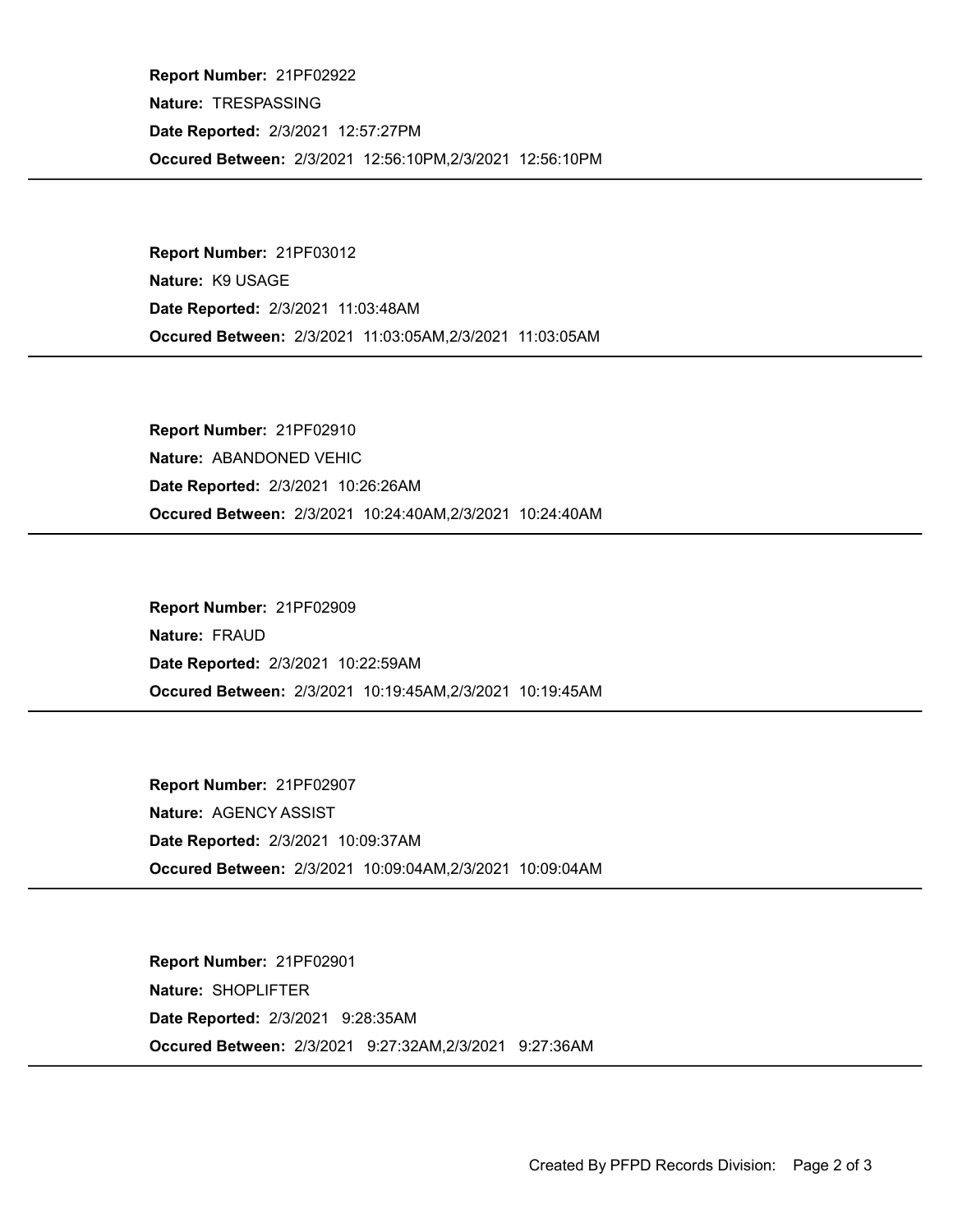**Report Number:** 21PF02922
**Nature:** TRESPASSING
**Date Reported:** 2/3/2021 12:57:27PM
**Occured Between:** 2/3/2021 12:56:10PM,2/3/2021 12:56:10PM

---

**Report Number:** 21PF03012
**Nature:** K9 USAGE
**Date Reported:** 2/3/2021 11:03:48AM
**Occured Between:** 2/3/2021 11:03:05AM,2/3/2021 11:03:05AM

---

**Report Number:** 21PF02910
**Nature:** ABANDONED VEHIC
**Date Reported:** 2/3/2021 10:26:26AM
**Occured Between:** 2/3/2021 10:24:40AM,2/3/2021 10:24:40AM

---

**Report Number:** 21PF02909
**Nature:** FRAUD
**Date Reported:** 2/3/2021 10:22:59AM
**Occured Between:** 2/3/2021 10:19:45AM,2/3/2021 10:19:45AM

---

**Report Number:** 21PF02907
**Nature:** AGENCY ASSIST
**Date Reported:** 2/3/2021 10:09:37AM
**Occured Between:** 2/3/2021 10:09:04AM,2/3/2021 10:09:04AM

---

**Report Number:** 21PF02901
**Nature:** SHOPLIFTER
**Date Reported:** 2/3/2021 9:28:35AM
**Occured Between:** 2/3/2021 9:27:32AM,2/3/2021 9:27:36AM

---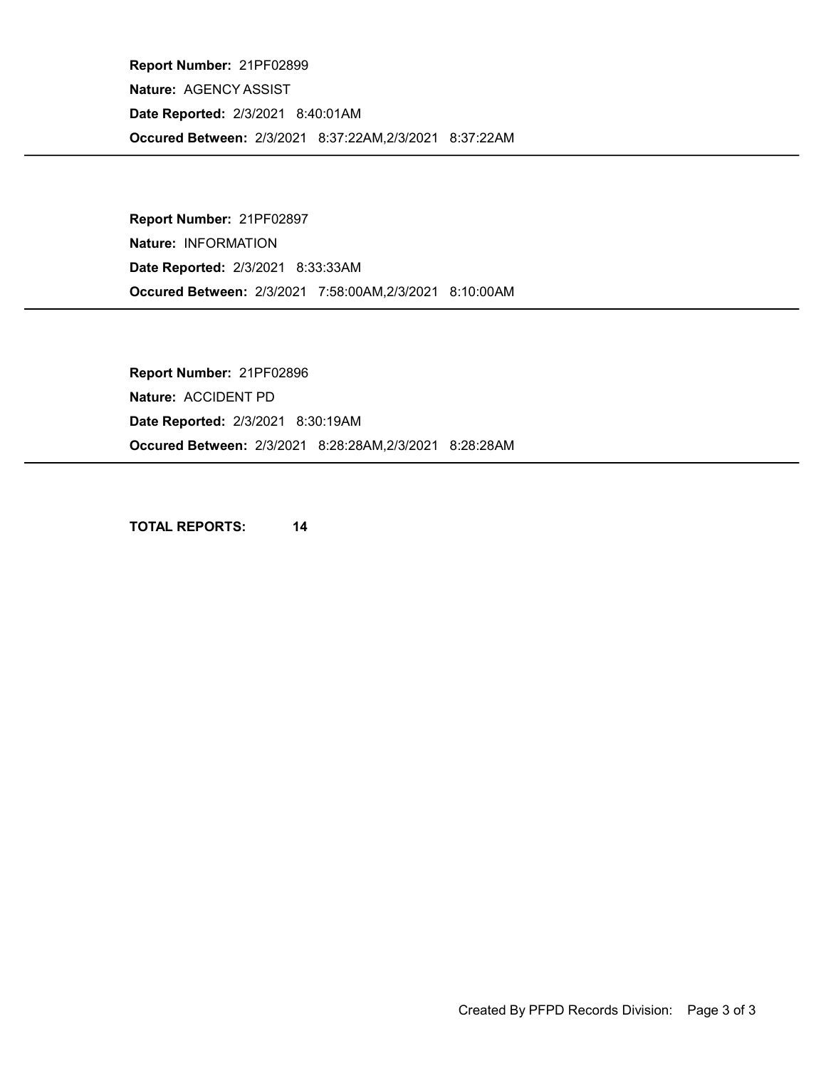**Report Number:** 21PF02899

**Nature:** AGENCY ASSIST

**Date Reported:** 2/3/2021 8:40:01AM

**Occured Between:** 2/3/2021 8:37:22AM,2/3/2021 8:37:22AM

---

**Report Number:** 21PF02897

**Nature:** INFORMATION

**Date Reported:** 2/3/2021 8:33:33AM

**Occured Between:** 2/3/2021 7:58:00AM,2/3/2021 8:10:00AM

---

**Report Number:** 21PF02896

**Nature:** ACCIDENT PD

**Date Reported:** 2/3/2021 8:30:19AM

**Occured Between:** 2/3/2021 8:28:28AM,2/3/2021 8:28:28AM

---

**TOTAL REPORTS: 14**